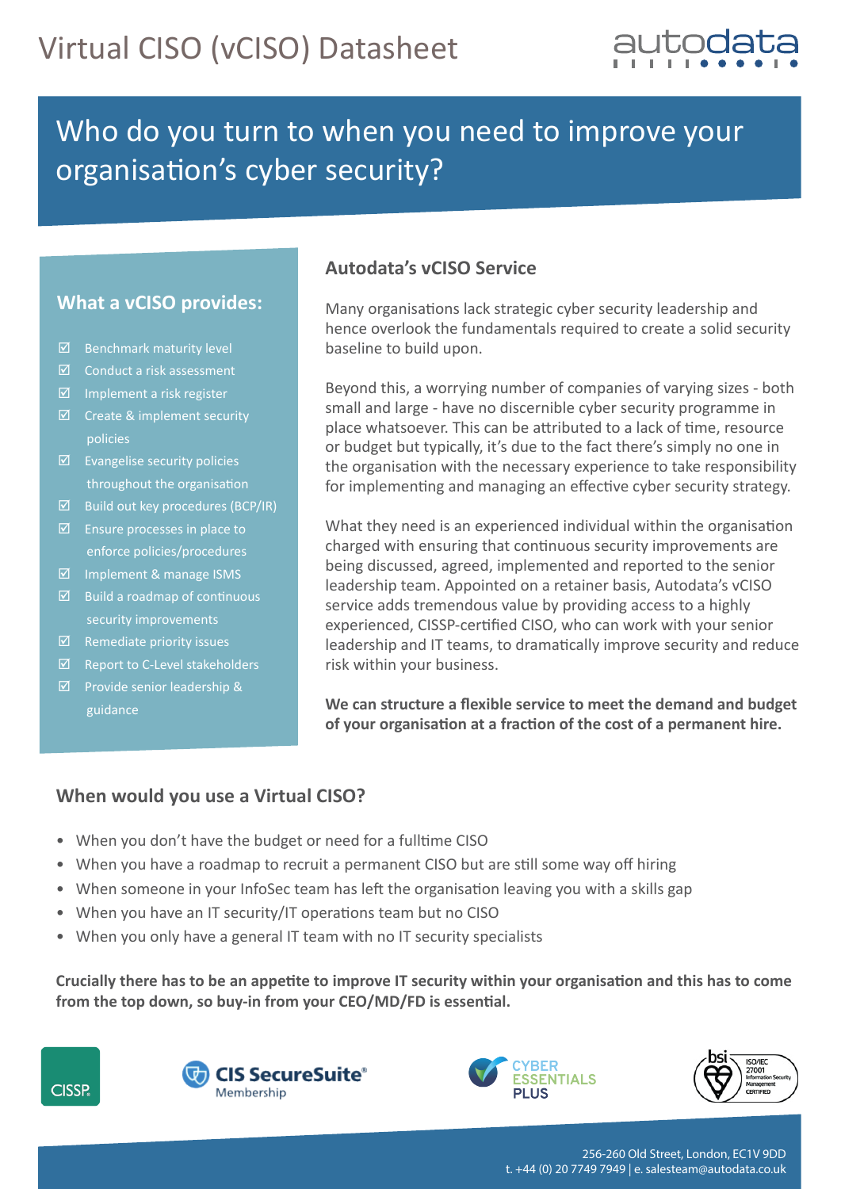# Virtual CISO (vCISO) Datasheet

## Who do you turn to when you need to improve your organisation's cyber security?

### What a vCISO provides:

- ☑ Benchmark maturity level
- ☑ Conduct a risk assessment
- ☑ Implement a risk register
- ☑ Create & implement security policies
- ☑ Evangelise security policies throughout the organisation
- ☑ Build out key procedures (BCP/IR)
- ☑ Ensure processes in place to enforce policies/procedures
- ☑ Implement & manage ISMS
- ☑ Build a roadmap of continuous security improvements
- ☑ Remediate priority issues
- ☑ Report to C-Level stakeholders
- ☑ Provide senior leadership & guidance

### Autodata's vCISO Service

Many organisations lack strategic cyber security leadership and hence overlook the fundamentals required to create a solid security baseline to build upon.

Beyond this, a worrying number of companies of varying sizes - both small and large - have no discernible cyber security programme in place whatsoever. This can be attributed to a lack of time, resource or budget but typically, it's due to the fact there's simply no one in the organisation with the necessary experience to take responsibility for implementing and managing an effective cyber security strategy.

What they need is an experienced individual within the organisation charged with ensuring that continuous security improvements are being discussed, agreed, implemented and reported to the senior leadership team. Appointed on a retainer basis, Autodata's vCISO service adds tremendous value by providing access to a highly experienced, CISSP-certified CISO, who can work with your senior leadership and IT teams, to dramatically improve security and reduce risk within your business.

**We can structure a flexible service to meet the demand and budget of your organisation at a fraction of the cost of a permanent hire.**

### When would you use a Virtual CISO?

- When you don't have the budget or need for a fulltime CISO
- When you have a roadmap to recruit a permanent CISO but are still some way off hiring
- When someone in your InfoSec team has left the organisation leaving you with a skills gap
- When you have an IT security/IT operations team but no CISO
- When you only have a general IT team with no IT security specialists

**Crucially there has to be an appetite to improve IT security within your organisation and this has to come from the top down, so buy-in from your CEO/MD/FD is essential.**

CISSP | CIS SecureSuite® Membership | CYBER ESSENTIALS PLUS | bsi ISO/IEC 27001 Information Security Management CERTIFIED

256-260 Old Street, London, EC1V 9DD
t. +44 (0) 20 7749 7949 | e. salesteam@autodata.co.uk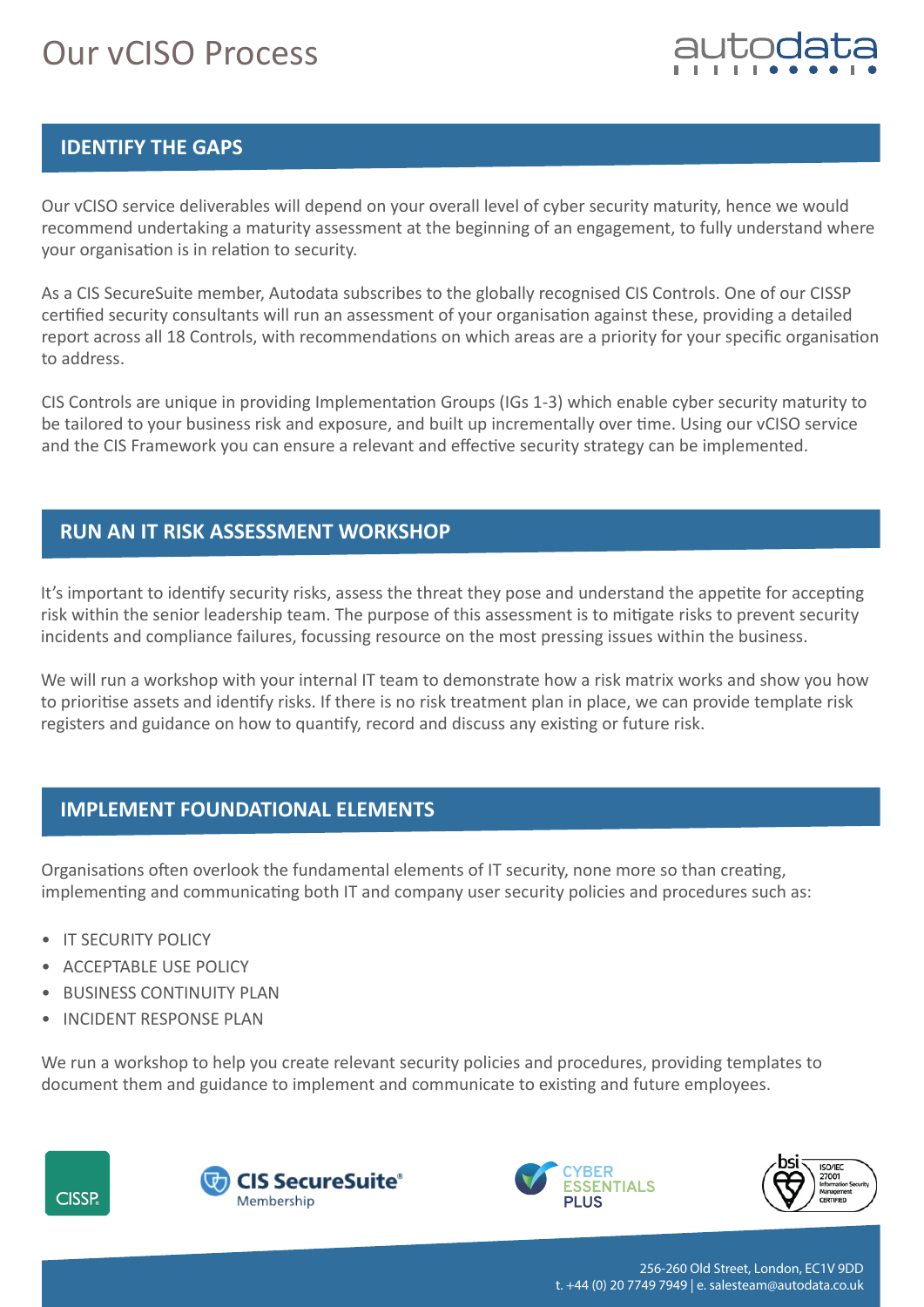# Our vCISO Process

## IDENTIFY THE GAPS

Our vCISO service deliverables will depend on your overall level of cyber security maturity, hence we would recommend undertaking a maturity assessment at the beginning of an engagement, to fully understand where your organisation is in relation to security.

As a CIS SecureSuite member, Autodata subscribes to the globally recognised CIS Controls. One of our CISSP certified security consultants will run an assessment of your organisation against these, providing a detailed report across all 18 Controls, with recommendations on which areas are a priority for your specific organisation to address.

CIS Controls are unique in providing Implementation Groups (IGs 1-3) which enable cyber security maturity to be tailored to your business risk and exposure, and built up incrementally over time. Using our vCISO service and the CIS Framework you can ensure a relevant and effective security strategy can be implemented.

## RUN AN IT RISK ASSESSMENT WORKSHOP

It's important to identify security risks, assess the threat they pose and understand the appetite for accepting risk within the senior leadership team. The purpose of this assessment is to mitigate risks to prevent security incidents and compliance failures, focussing resource on the most pressing issues within the business.

We will run a workshop with your internal IT team to demonstrate how a risk matrix works and show you how to prioritise assets and identify risks. If there is no risk treatment plan in place, we can provide template risk registers and guidance on how to quantify, record and discuss any existing or future risk.

## IMPLEMENT FOUNDATIONAL ELEMENTS

Organisations often overlook the fundamental elements of IT security, none more so than creating, implementing and communicating both IT and company user security policies and procedures such as:

- IT SECURITY POLICY
- ACCEPTABLE USE POLICY
- BUSINESS CONTINUITY PLAN
- INCIDENT RESPONSE PLAN

We run a workshop to help you create relevant security policies and procedures, providing templates to document them and guidance to implement and communicate to existing and future employees.

CISSP | CIS SecureSuite® Membership | CYBER ESSENTIALS PLUS | bsi ISO/IEC 27001 Information Security Management CERTIFIED

256-260 Old Street, London, EC1V 9DD
t. +44 (0) 20 7749 7949 | e. salesteam@autodata.co.uk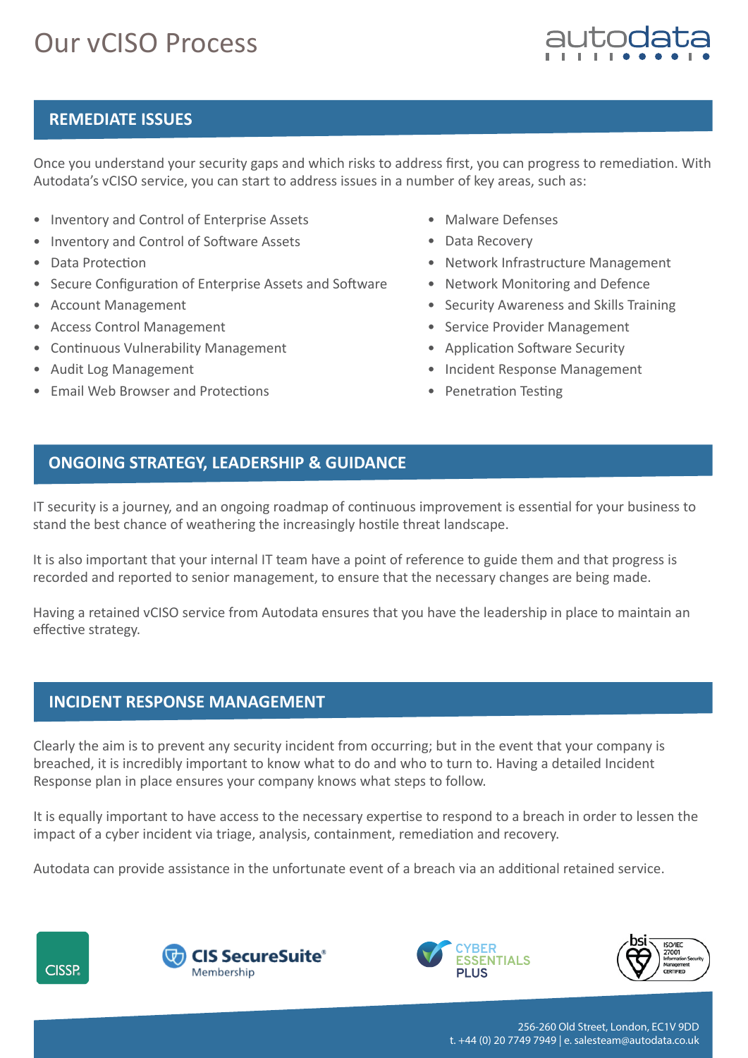# Our vCISO Process

## REMEDIATE ISSUES

Once you understand your security gaps and which risks to address first, you can progress to remediation. With Autodata's vCISO service, you can start to address issues in a number of key areas, such as:

- Inventory and Control of Enterprise Assets
- Inventory and Control of Software Assets
- Data Protection
- Secure Configuration of Enterprise Assets and Software
- Account Management
- Access Control Management
- Continuous Vulnerability Management
- Audit Log Management
- Email Web Browser and Protections
- Malware Defenses
- Data Recovery
- Network Infrastructure Management
- Network Monitoring and Defence
- Security Awareness and Skills Training
- Service Provider Management
- Application Software Security
- Incident Response Management
- Penetration Testing

## ONGOING STRATEGY, LEADERSHIP & GUIDANCE

IT security is a journey, and an ongoing roadmap of continuous improvement is essential for your business to stand the best chance of weathering the increasingly hostile threat landscape.

It is also important that your internal IT team have a point of reference to guide them and that progress is recorded and reported to senior management, to ensure that the necessary changes are being made.

Having a retained vCISO service from Autodata ensures that you have the leadership in place to maintain an effective strategy.

## INCIDENT RESPONSE MANAGEMENT

Clearly the aim is to prevent any security incident from occurring; but in the event that your company is breached, it is incredibly important to know what to do and who to turn to. Having a detailed Incident Response plan in place ensures your company knows what steps to follow.

It is equally important to have access to the necessary expertise to respond to a breach in order to lessen the impact of a cyber incident via triage, analysis, containment, remediation and recovery.

Autodata can provide assistance in the unfortunate event of a breach via an additional retained service.

CISSP. CIS SecureSuite® Membership | CYBER ESSENTIALS PLUS | bsi ISO/IEC 27001 Information Security Management CERTIFIED

256-260 Old Street, London, EC1V 9DD
t. +44 (0) 20 7749 7949 | e. salesteam@autodata.co.uk